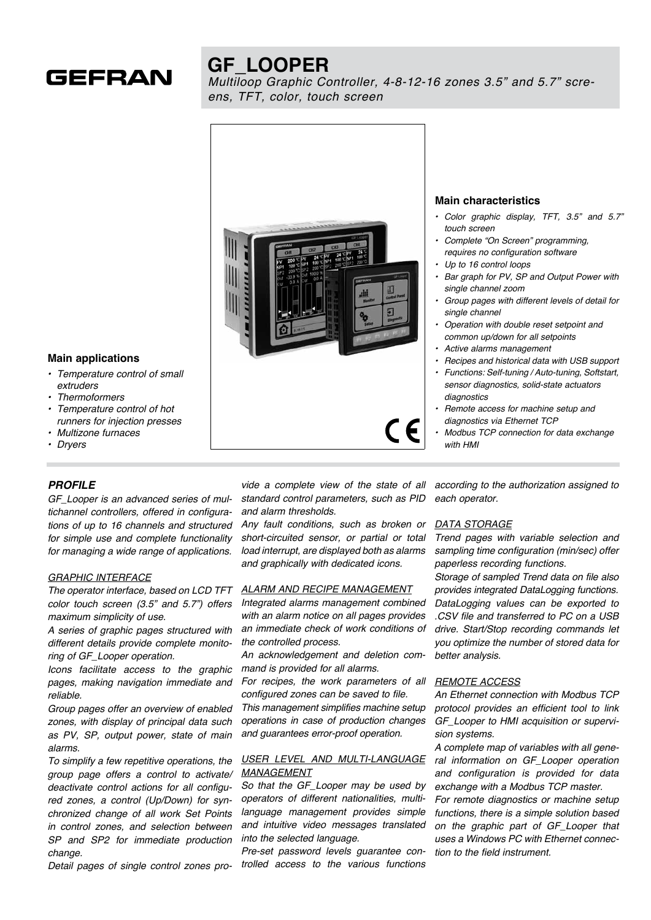GEFRAN

# GF_LOOPER

*Multiloop Graphic Controller, 4-8-12-16 zones 3.5" and 5.7" screens, TFT, color, touch screen*

### Main applications

- *Temperature control of small extruders*
- *Thermoformers*
- *Temperature control of hot runners for injection presses*
- *Multizone furnaces*
- *Dryers*

### Main characteristics

- *Color graphic display, TFT, 3.5" and 5.7" touch screen*
- *Complete "On Screen" programming, requires no configuration software*
- *Up to 16 control loops*
- *Bar graph for PV, SP and Output Power with single channel zoom*
- *Group pages with different levels of detail for single channel*
- *Operation with double reset setpoint and common up/down for all setpoints*
- *Active alarms management*
- *Recipes and historical data with USB support*
- *Functions: Self-tuning / Auto-tuning, Softstart, sensor diagnostics, solid-state actuators diagnostics*
- *Remote access for machine setup and diagnostics via Ethernet TCP*
- *Modbus TCP connection for data exchange with HMI*

## *PROFILE*

*GF_Looper is an advanced series of multichannel controllers, offered in configurations of up to 16 channels and structured for simple use and complete functionality for managing a wide range of applications.*

### *GRAPHIC INTERFACE*

*The operator interface, based on LCD TFT color touch screen (3.5" and 5.7") offers maximum simplicity of use.*

*A series of graphic pages structured with different details provide complete monitoring of GF_Looper operation.*

*Icons facilitate access to the graphic pages, making navigation immediate and reliable.*

*Group pages offer an overview of enabled zones, with display of principal data such as PV, SP, output power, state of main alarms.*

*To simplify a few repetitive operations, the group page offers a control to activate/deactivate control actions for all configured zones, a control (Up/Down) for synchronized change of all work Set Points in control zones, and selection between SP and SP2 for immediate production change.*

*Detail pages of single control zones provide a complete view of the state of all standard control parameters, such as PID and alarm thresholds.*

*Any fault conditions, such as broken or short-circuited sensor, or partial or total load interrupt, are displayed both as alarms and graphically with dedicated icons.*

### *ALARM AND RECIPE MANAGEMENT*

*Integrated alarms management combined with an alarm notice on all pages provides an immediate check of work conditions of the controlled process.*

*An acknowledgement and deletion command is provided for all alarms.*

*For recipes, the work parameters of all configured zones can be saved to file.*

*This management simplifies machine setup operations in case of production changes and guarantees error-proof operation.*

### *USER LEVEL AND MULTI-LANGUAGE MANAGEMENT*

*So that the GF_Looper may be used by operators of different nationalities, multi-language management provides simple and intuitive video messages translated into the selected language.*

*Pre-set password levels guarantee controlled access to the various functions according to the authorization assigned to each operator.*

### *DATA STORAGE*

*Trend pages with variable selection and sampling time configuration (min/sec) offer paperless recording functions.*

*Storage of sampled Trend data on file also provides integrated DataLogging functions. DataLogging values can be exported to .CSV file and transferred to PC on a USB drive. Start/Stop recording commands let you optimize the number of stored data for better analysis.*

### *REMOTE ACCESS*

*An Ethernet connection with Modbus TCP protocol provides an efficient tool to link GF_Looper to HMI acquisition or supervision systems.*

*A complete map of variables with all general information on GF_Looper operation and configuration is provided for data exchange with a Modbus TCP master.*

*For remote diagnostics or machine setup functions, there is a simple solution based on the graphic part of GF_Looper that uses a Windows PC with Ethernet connection to the field instrument.*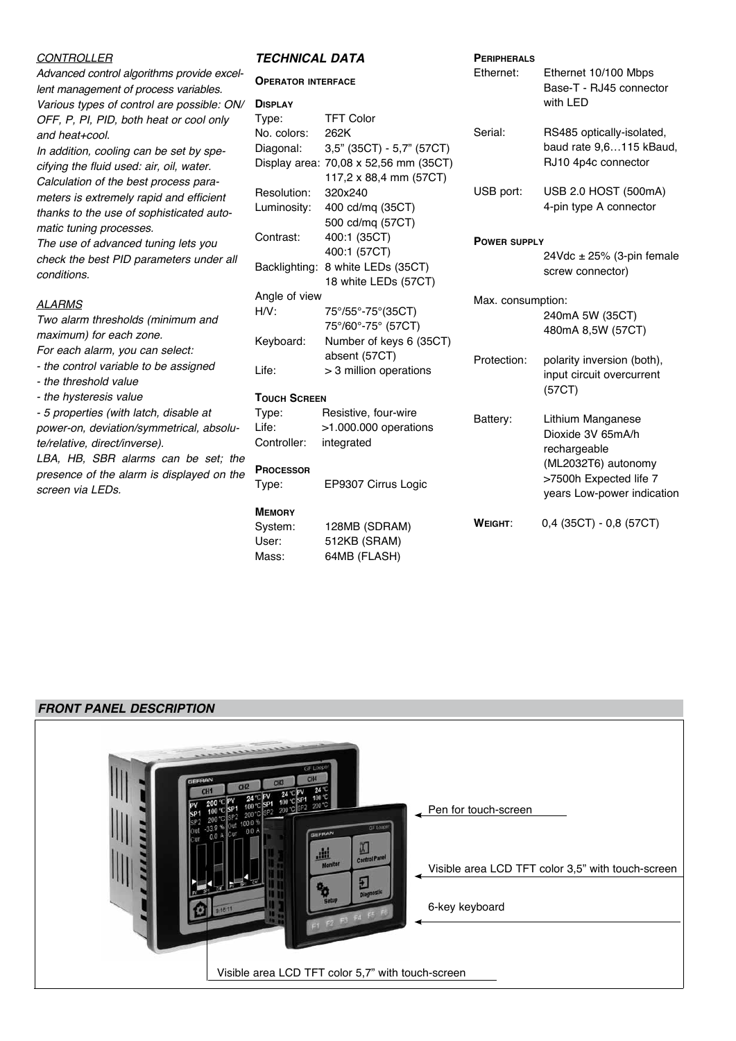*CONTROLLER*

*Advanced control algorithms provide excellent management of process variables.*
*Various types of control are possible: ON/OFF, P, PI, PID, both heat or cool only and heat+cool.*
*In addition, cooling can be set by specifying the fluid used: air, oil, water.*
*Calculation of the best process parameters is extremely rapid and efficient thanks to the use of sophisticated automatic tuning processes.*
*The use of advanced tuning lets you check the best PID parameters under all conditions.*

*ALARMS*

*Two alarm thresholds (minimum and maximum) for each zone.*
*For each alarm, you can select:*
*- the control variable to be assigned*
*- the threshold value*
*- the hysteresis value*
*- 5 properties (with latch, disable at power-on, deviation/symmetrical, absolute/relative, direct/inverse).*
*LBA, HB, SBR alarms can be set; the presence of the alarm is displayed on the screen via LEDs.*

## TECHNICAL DATA

### OPERATOR INTERFACE

**DISPLAY**

| | |
|---|---|
| Type: | TFT Color |
| No. colors: | 262K |
| Diagonal: | 3,5" (35CT) - 5,7" (57CT) |
| Display area: | 70,08 x 52,56 mm (35CT) 117,2 x 88,4 mm (57CT) |
| Resolution: | 320x240 |
| Luminosity: | 400 cd/mq (35CT) 500 cd/mq (57CT) |
| Contrast: | 400:1 (35CT) 400:1 (57CT) |
| Backlighting: | 8 white LEDs (35CT) 18 white LEDs (57CT) |
| Angle of view H/V: | 75°/55°-75°(35CT) 75°/60°-75° (57CT) |
| Keyboard: | Number of keys 6 (35CT) absent (57CT) |
| Life: | > 3 million operations |

**TOUCH SCREEN**

| | |
|---|---|
| Type: | Resistive, four-wire |
| Life: | >1.000.000 operations |
| Controller: | integrated |

**PROCESSOR**

| | |
|---|---|
| Type: | EP9307 Cirrus Logic |

**MEMORY**

| | |
|---|---|
| System: | 128MB (SDRAM) |
| User: | 512KB (SRAM) |
| Mass: | 64MB (FLASH) |

**PERIPHERALS**

| | |
|---|---|
| Ethernet: | Ethernet 10/100 Mbps Base-T - RJ45 connector with LED |
| Serial: | RS485 optically-isolated, baud rate 9,6…115 kBaud, RJ10 4p4c connector |
| USB port: | USB 2.0 HOST (500mA) 4-pin type A connector |

**POWER SUPPLY**

24Vdc ± 25% (3-pin female screw connector)

| | |
|---|---|
| Max. consumption: | 240mA 5W (35CT) 480mA 8,5W (57CT) |
| Protection: | polarity inversion (both), input circuit overcurrent (57CT) |
| Battery: | Lithium Manganese Dioxide 3V 65mA/h rechargeable (ML2032T6) autonomy >7500h Expected life 7 years Low-power indication |

**WEIGHT**: 0,4 (35CT) - 0,8 (57CT)

## FRONT PANEL DESCRIPTION

Pen for touch-screen

Visible area LCD TFT color 3,5" with touch-screen

6-key keyboard

Visible area LCD TFT color 5,7" with touch-screen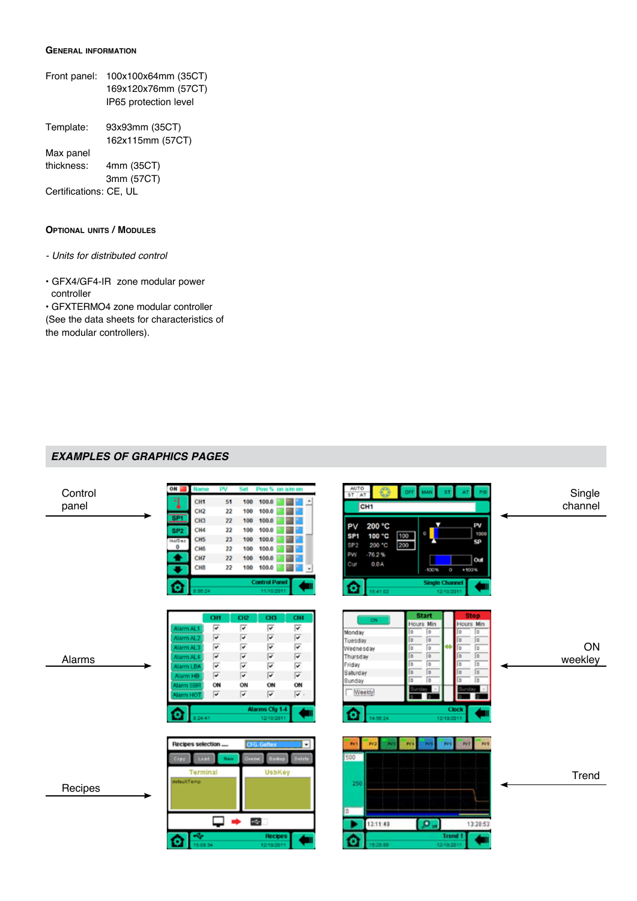### General information

Front panel: 100x100x64mm (35CT)
169x120x76mm (57CT)
IP65 protection level

Template: 93x93mm (35CT)
162x115mm (57CT)

Max panel thickness: 4mm (35CT)
3mm (57CT)

Certifications: CE, UL

### Optional units / Modules

*- Units for distributed control*

- GFX4/GF4-IR zone modular power controller
- GFXTERMO4 zone modular controller

(See the data sheets for characteristics of the modular controllers).

## EXAMPLES OF GRAPHICS PAGES

Control panel

Single channel

Alarms

ON weekley

Recipes

Trend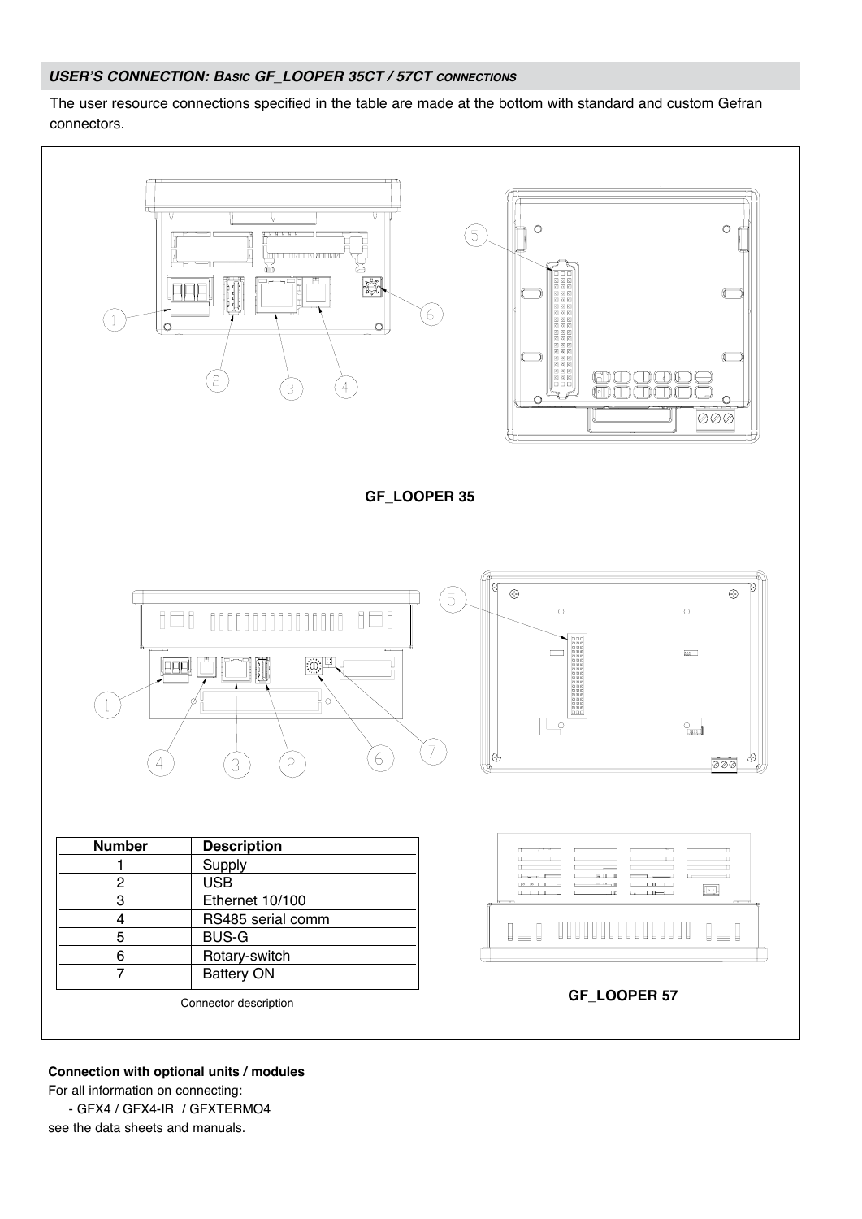## *USER'S CONNECTION: BASIC GF_LOOPER 35CT / 57CT CONNECTIONS*

The user resource connections specified in the table are made at the bottom with standard and custom Gefran connectors.

**GF_LOOPER 35**

| Number | Description |
|---|---|
| 1 | Supply |
| 2 | USB |
| 3 | Ethernet 10/100 |
| 4 | RS485 serial comm |
| 5 | BUS-G |
| 6 | Rotary-switch |
| 7 | Battery ON |

Connector description

**GF_LOOPER 57**

**Connection with optional units / modules**

For all information on connecting:

- GFX4 / GFX4-IR / GFXTERMO4

see the data sheets and manuals.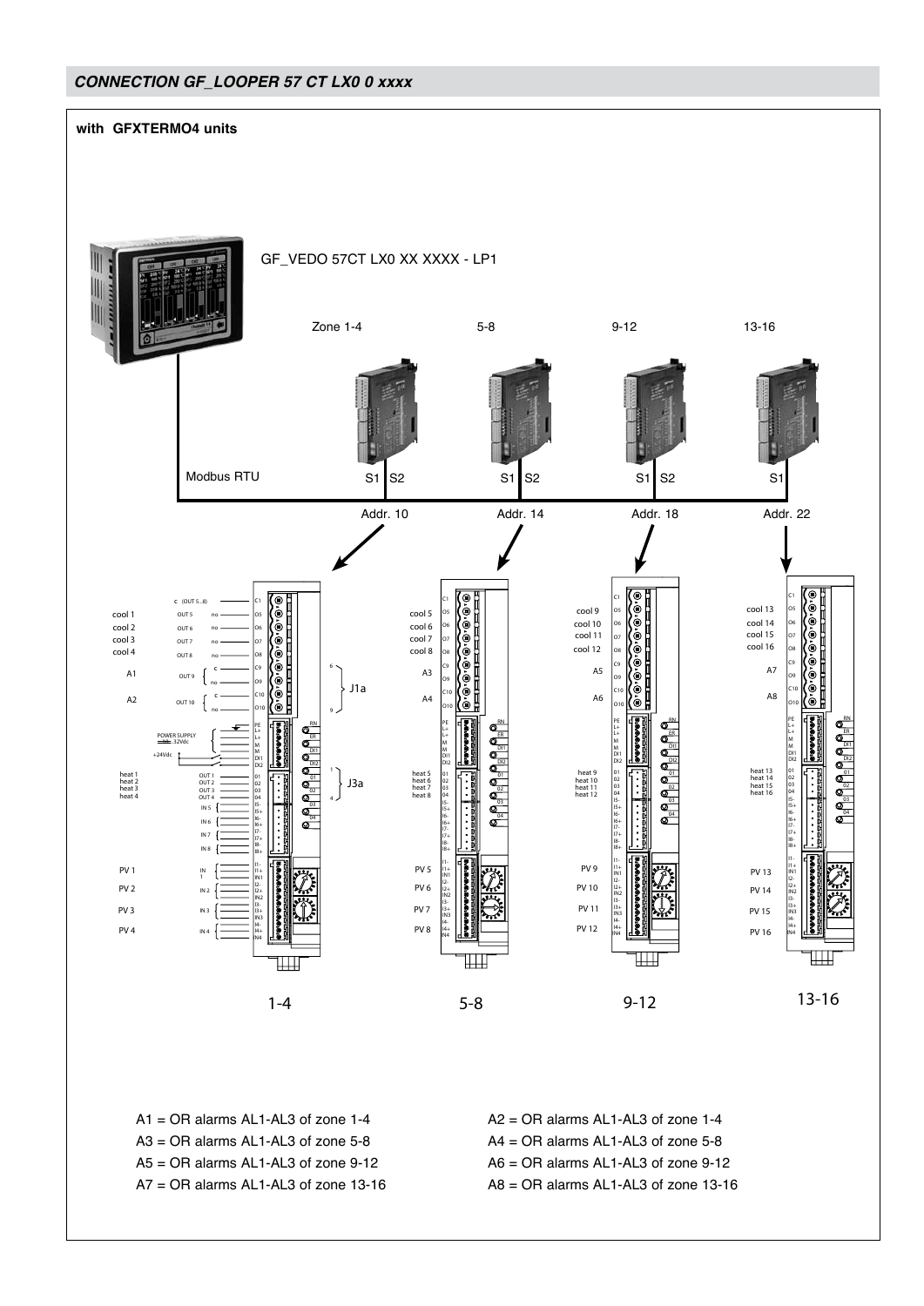## CONNECTION GF_LOOPER 57 CT LX0 0 xxxx

**with GFXTERMO4 units**

GF_VEDO 57CT LX0 XX XXXX - LP1

Zone 1-4 | 5-8 | 9-12 | 13-16

Modbus RTU

S1 S2 | S1 S2 | S1 S2 | S1

Addr. 10 | Addr. 14 | Addr. 18 | Addr. 22

1-4 | 5-8 | 9-12 | 13-16

A1 = OR alarms AL1-AL3 of zone 1-4

A2 = OR alarms AL1-AL3 of zone 1-4

A3 = OR alarms AL1-AL3 of zone 5-8

A4 = OR alarms AL1-AL3 of zone 5-8

A5 = OR alarms AL1-AL3 of zone 9-12

A6 = OR alarms AL1-AL3 of zone 9-12

A7 = OR alarms AL1-AL3 of zone 13-16

A8 = OR alarms AL1-AL3 of zone 13-16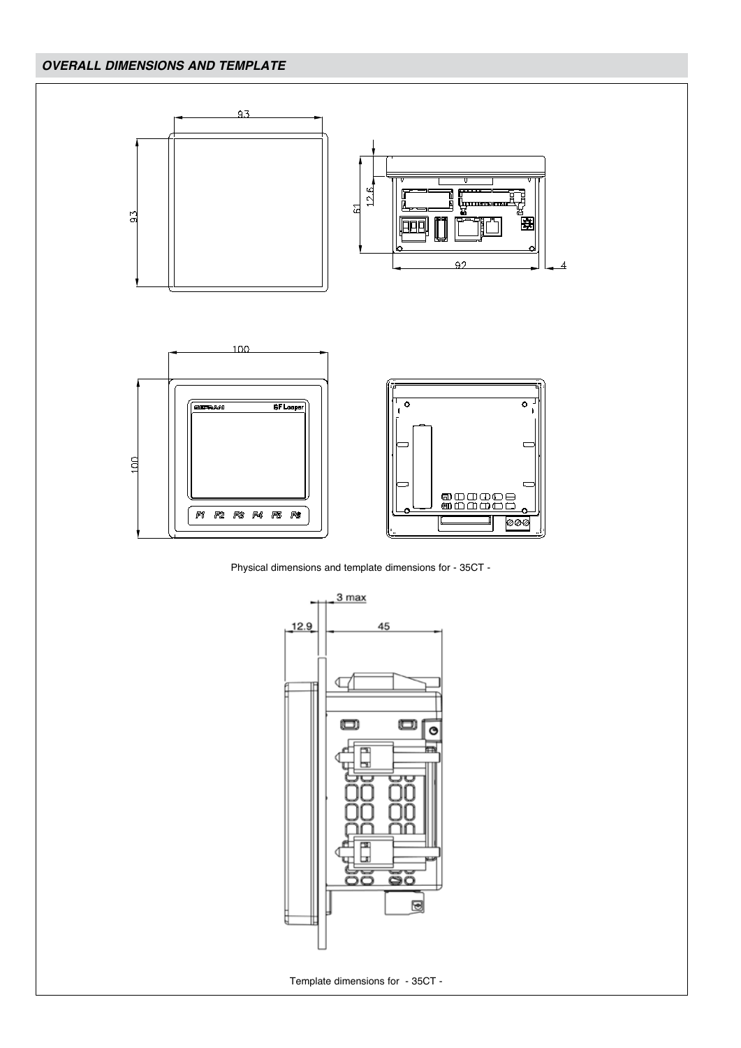## *OVERALL DIMENSIONS AND TEMPLATE*

Physical dimensions and template dimensions for - 35CT -

Template dimensions for - 35CT -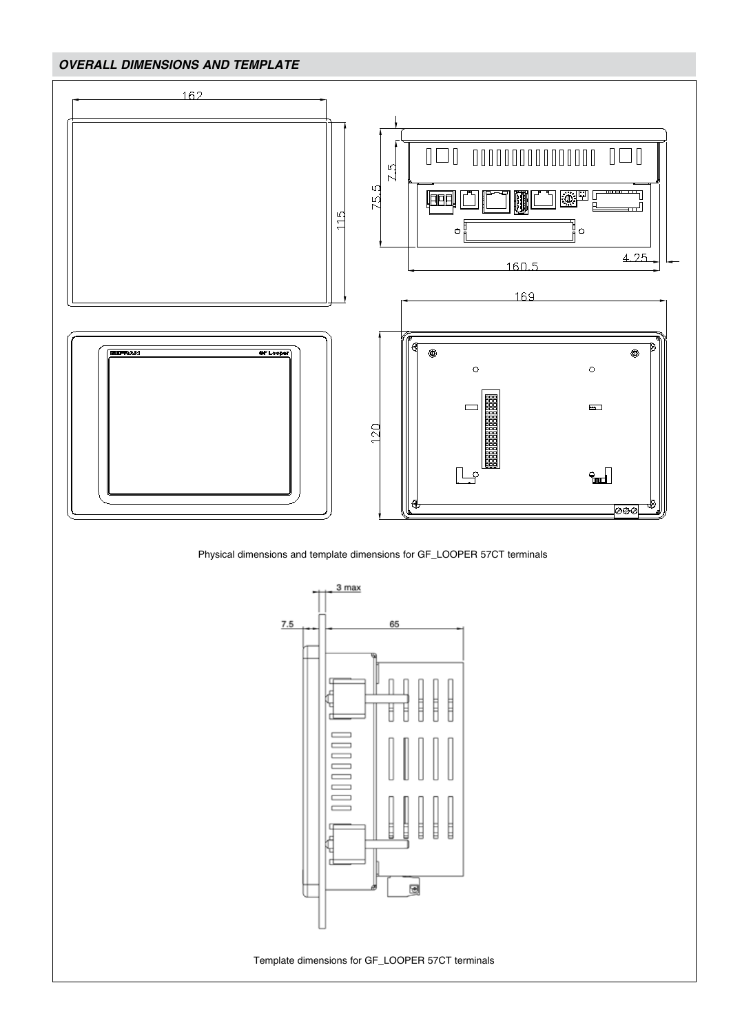## OVERALL DIMENSIONS AND TEMPLATE

Physical dimensions and template dimensions for GF_LOOPER 57CT terminals

Template dimensions for GF_LOOPER 57CT terminals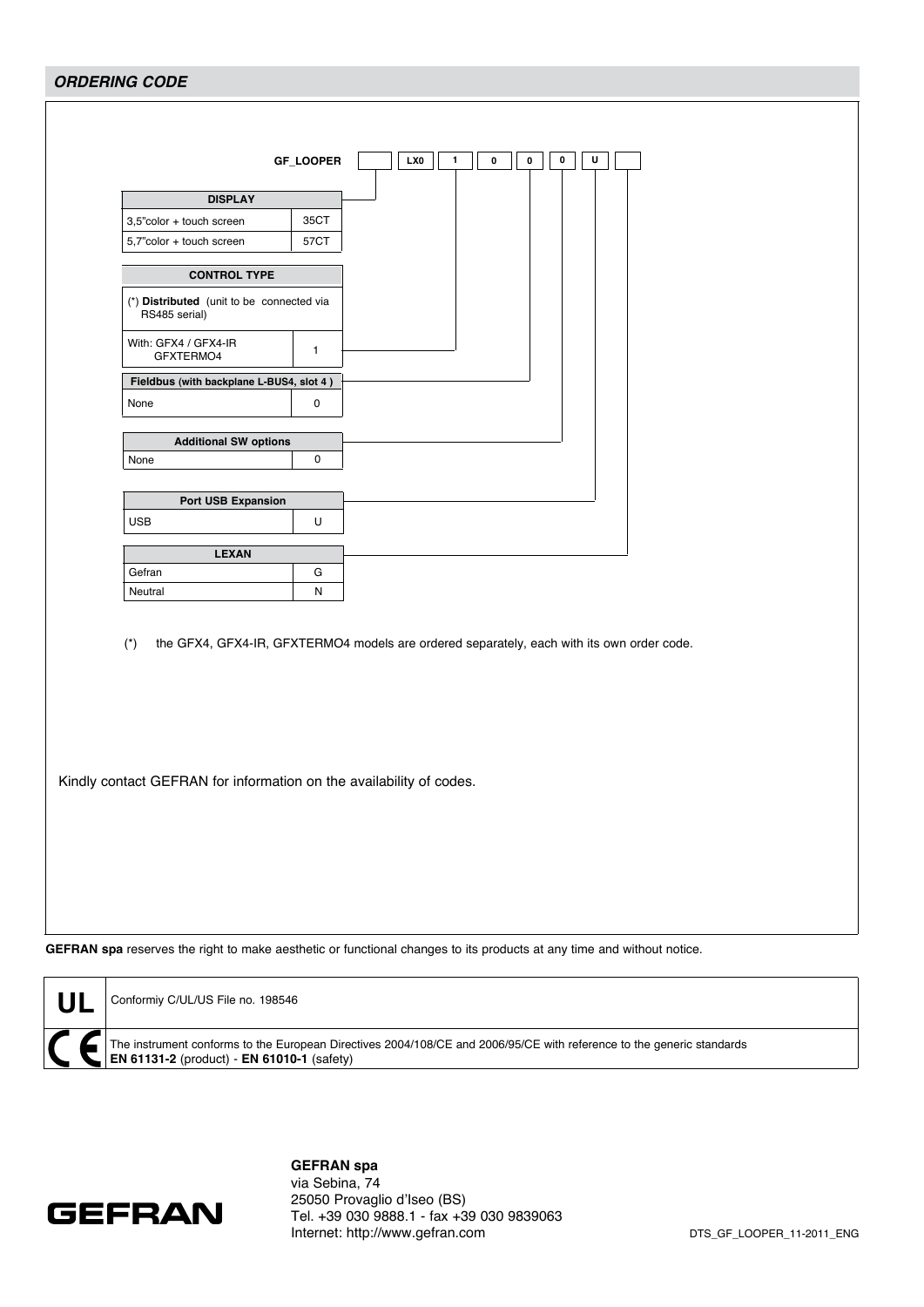## *ORDERING CODE*

GF_LOOPER | | LX0 | 1 | 0 | 0 | 0 | U | |

| DISPLAY | |
|---|---|
| 3,5"color + touch screen | 35CT |
| 5,7"color + touch screen | 57CT |

| CONTROL TYPE | |
|---|---|
| (*) **Distributed** (unit to be connected via RS485 serial) | |
| With: GFX4 / GFX4-IR GFXTERMO4 | 1 |

| Fieldbus (with backplane L-BUS4, slot 4 ) | |
|---|---|
| None | 0 |

| Additional SW options | |
|---|---|
| None | 0 |

| Port USB Expansion | |
|---|---|
| USB | U |

| LEXAN | |
|---|---|
| Gefran | G |
| Neutral | N |

(*) the GFX4, GFX4-IR, GFXTERMO4 models are ordered separately, each with its own order code.

Kindly contact GEFRAN for information on the availability of codes.

**GEFRAN spa** reserves the right to make aesthetic or functional changes to its products at any time and without notice.

| | |
|---|---|
| UL | Conformiy C/UL/US File no. 198546 |
| CE | The instrument conforms to the European Directives 2004/108/CE and 2006/95/CE with reference to the generic standards **EN 61131-2** (product) - **EN 61010-1** (safety) |

GEFRAN

**GEFRAN spa**
via Sebina, 74
25050 Provaglio d'Iseo (BS)
Tel. +39 030 9888.1 - fax +39 030 9839063
Internet: http://www.gefran.com

DTS_GF_LOOPER_11-2011_ENG